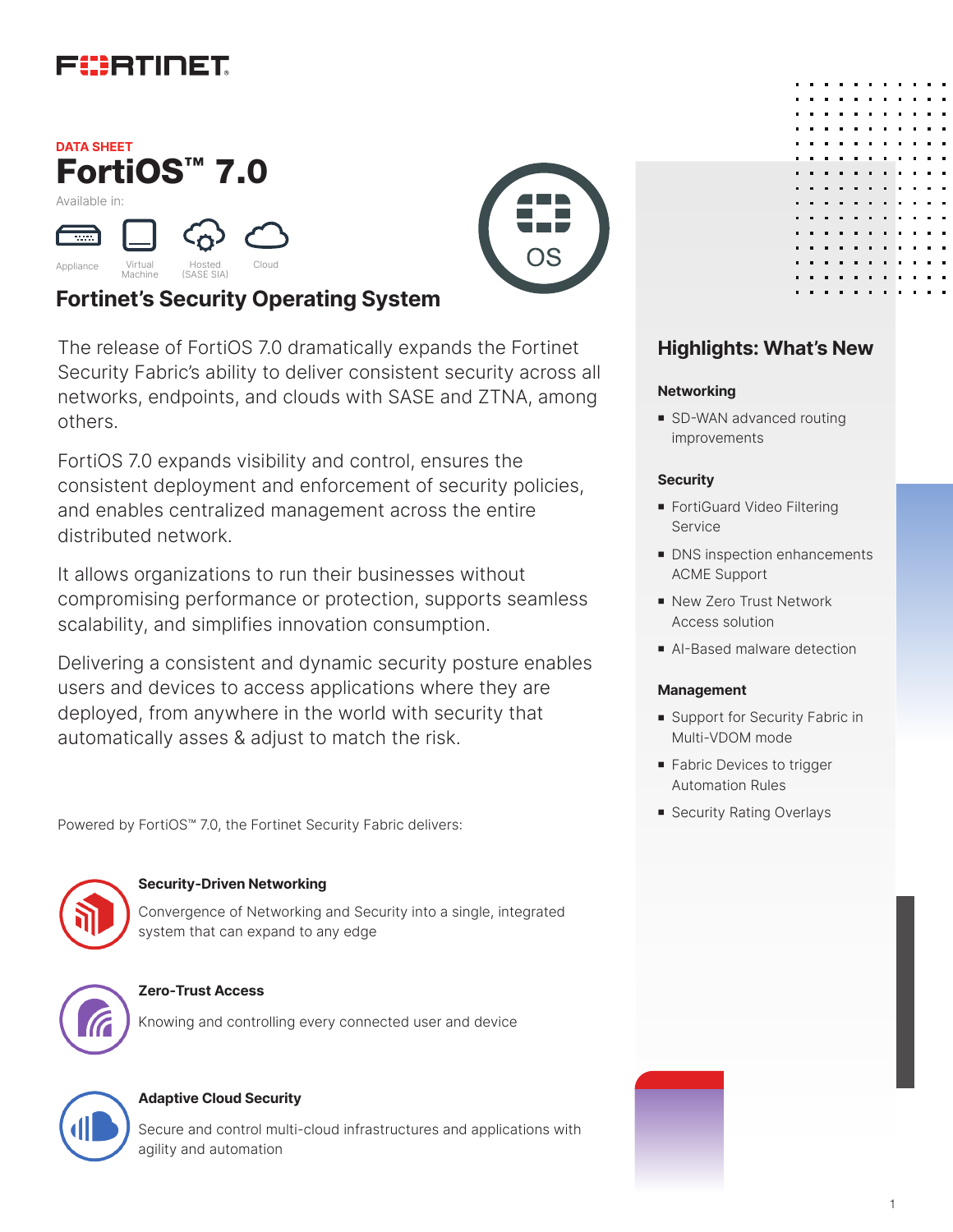DATA SHEET

# FortiOS™ 7.0

Available in:

Appliance | Virtual Machine | Hosted (SASE SIA) | Cloud

## Fortinet's Security Operating System

The release of FortiOS 7.0 dramatically expands the Fortinet Security Fabric's ability to deliver consistent security across all networks, endpoints, and clouds with SASE and ZTNA, among others.

FortiOS 7.0 expands visibility and control, ensures the consistent deployment and enforcement of security policies, and enables centralized management across the entire distributed network.

It allows organizations to run their businesses without compromising performance or protection, supports seamless scalability, and simplifies innovation consumption.

Delivering a consistent and dynamic security posture enables users and devices to access applications where they are deployed, from anywhere in the world with security that automatically asses & adjust to match the risk.

Powered by FortiOS™ 7.0, the Fortinet Security Fabric delivers:

**Security-Driven Networking**

Convergence of Networking and Security into a single, integrated system that can expand to any edge

**Zero-Trust Access**

Knowing and controlling every connected user and device

**Adaptive Cloud Security**

Secure and control multi-cloud infrastructures and applications with agility and automation

## Highlights: What's New

**Networking**

- SD-WAN advanced routing improvements

**Security**

- FortiGuard Video Filtering Service
- DNS inspection enhancements ACME Support
- New Zero Trust Network Access solution
- AI-Based malware detection

**Management**

- Support for Security Fabric in Multi-VDOM mode
- Fabric Devices to trigger Automation Rules
- Security Rating Overlays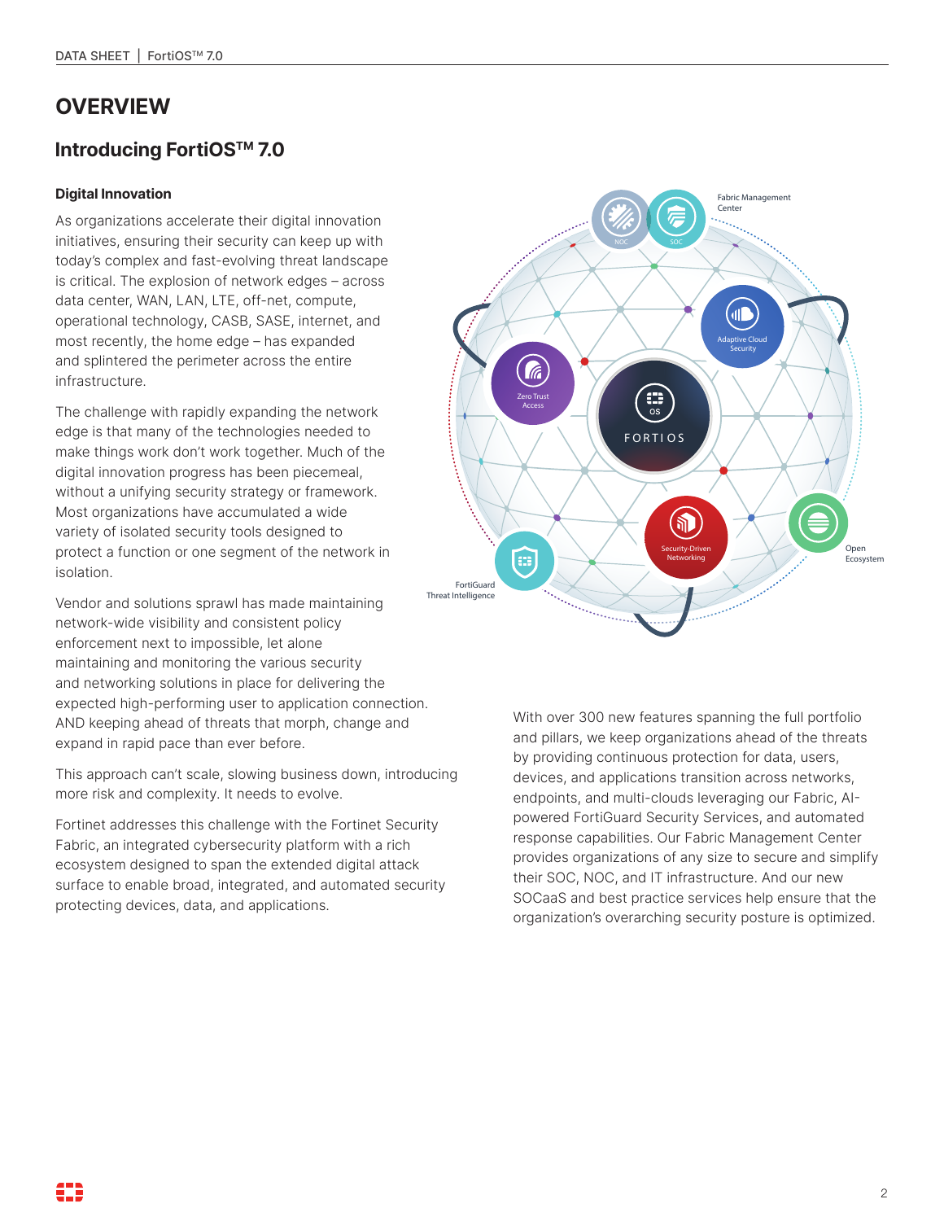# OVERVIEW

## Introducing FortiOS™ 7.0

### Digital Innovation

As organizations accelerate their digital innovation initiatives, ensuring their security can keep up with today's complex and fast-evolving threat landscape is critical. The explosion of network edges – across data center, WAN, LAN, LTE, off-net, compute, operational technology, CASB, SASE, internet, and most recently, the home edge – has expanded and splintered the perimeter across the entire infrastructure.

The challenge with rapidly expanding the network edge is that many of the technologies needed to make things work don't work together. Much of the digital innovation progress has been piecemeal, without a unifying security strategy or framework. Most organizations have accumulated a wide variety of isolated security tools designed to protect a function or one segment of the network in isolation.

Vendor and solutions sprawl has made maintaining network-wide visibility and consistent policy enforcement next to impossible, let alone maintaining and monitoring the various security and networking solutions in place for delivering the expected high-performing user to application connection. AND keeping ahead of threats that morph, change and expand in rapid pace than ever before.

This approach can't scale, slowing business down, introducing more risk and complexity. It needs to evolve.

Fortinet addresses this challenge with the Fortinet Security Fabric, an integrated cybersecurity platform with a rich ecosystem designed to span the extended digital attack surface to enable broad, integrated, and automated security protecting devices, data, and applications.

With over 300 new features spanning the full portfolio and pillars, we keep organizations ahead of the threats by providing continuous protection for data, users, devices, and applications transition across networks, endpoints, and multi-clouds leveraging our Fabric, AI-powered FortiGuard Security Services, and automated response capabilities. Our Fabric Management Center provides organizations of any size to secure and simplify their SOC, NOC, and IT infrastructure. And our new SOCaaS and best practice services help ensure that the organization's overarching security posture is optimized.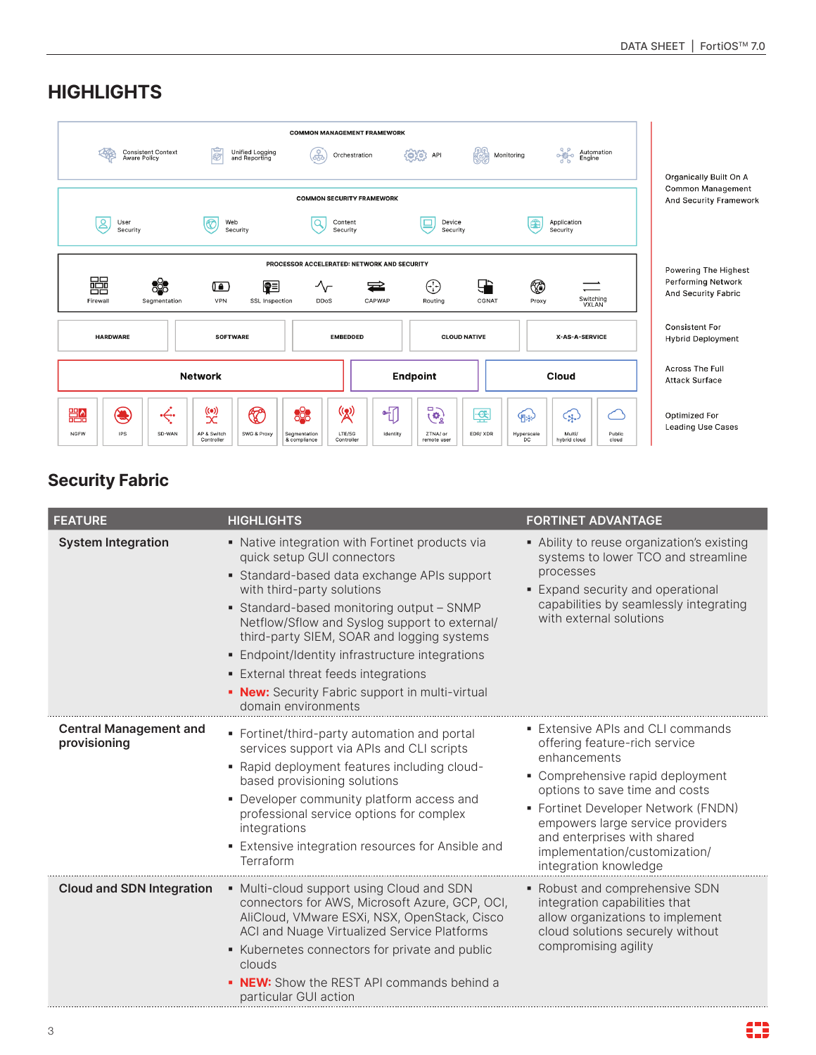## HIGHLIGHTS

**COMMON MANAGEMENT FRAMEWORK**

Consistent Context Aware Policy · Unified Logging and Reporting · Orchestration · API · Monitoring · Automation Engine

**COMMON SECURITY FRAMEWORK**

User Security · Web Security · Content Security · Device Security · Application Security

**PROCESSOR ACCELERATED: NETWORK AND SECURITY**

Firewall · Segmentation · VPN · SSL Inspection · DDoS · CAPWAP · Routing · CGNAT · Proxy · Switching VXLAN

HARDWARE · SOFTWARE · EMBEDDED · CLOUD NATIVE · X-AS-A-SERVICE

**Network** · **Endpoint** · **Cloud**

NGFW · IPS · SD-WAN · AP & Switch Controller · SWG & Proxy · Segmentation & compliance · LTE/5G Controller · Identity · ZTNA/ or remote user · EDR/ XDR · Hyperscale DC · Multi/ hybrid cloud · Public cloud

Organically Built On A Common Management And Security Framework

Powering The Highest Performing Network And Security Fabric

Consistent For Hybrid Deployment

Across The Full Attack Surface

Optimized For Leading Use Cases

## Security Fabric

| FEATURE | HIGHLIGHTS | FORTINET ADVANTAGE |
|---|---|---|
| **System Integration** | ▪ Native integration with Fortinet products via quick setup GUI connectors<br>▪ Standard-based data exchange APIs support with third-party solutions<br>▪ Standard-based monitoring output – SNMP Netflow/Sflow and Syslog support to external/ third-party SIEM, SOAR and logging systems<br>▪ Endpoint/Identity infrastructure integrations<br>▪ External threat feeds integrations<br>▪ **New:** Security Fabric support in multi-virtual domain environments | ▪ Ability to reuse organization's existing systems to lower TCO and streamline processes<br>▪ Expand security and operational capabilities by seamlessly integrating with external solutions |
| **Central Management and provisioning** | ▪ Fortinet/third-party automation and portal services support via APIs and CLI scripts<br>▪ Rapid deployment features including cloud-based provisioning solutions<br>▪ Developer community platform access and professional service options for complex integrations<br>▪ Extensive integration resources for Ansible and Terraform | ▪ Extensive APIs and CLI commands offering feature-rich service enhancements<br>▪ Comprehensive rapid deployment options to save time and costs<br>▪ Fortinet Developer Network (FNDN) empowers large service providers and enterprises with shared implementation/customization/ integration knowledge |
| **Cloud and SDN Integration** | ▪ Multi-cloud support using Cloud and SDN connectors for AWS, Microsoft Azure, GCP, OCI, AliCloud, VMware ESXi, NSX, OpenStack, Cisco ACI and Nuage Virtualized Service Platforms<br>▪ Kubernetes connectors for private and public clouds<br>▪ **NEW:** Show the REST API commands behind a particular GUI action | ▪ Robust and comprehensive SDN integration capabilities that allow organizations to implement cloud solutions securely without compromising agility |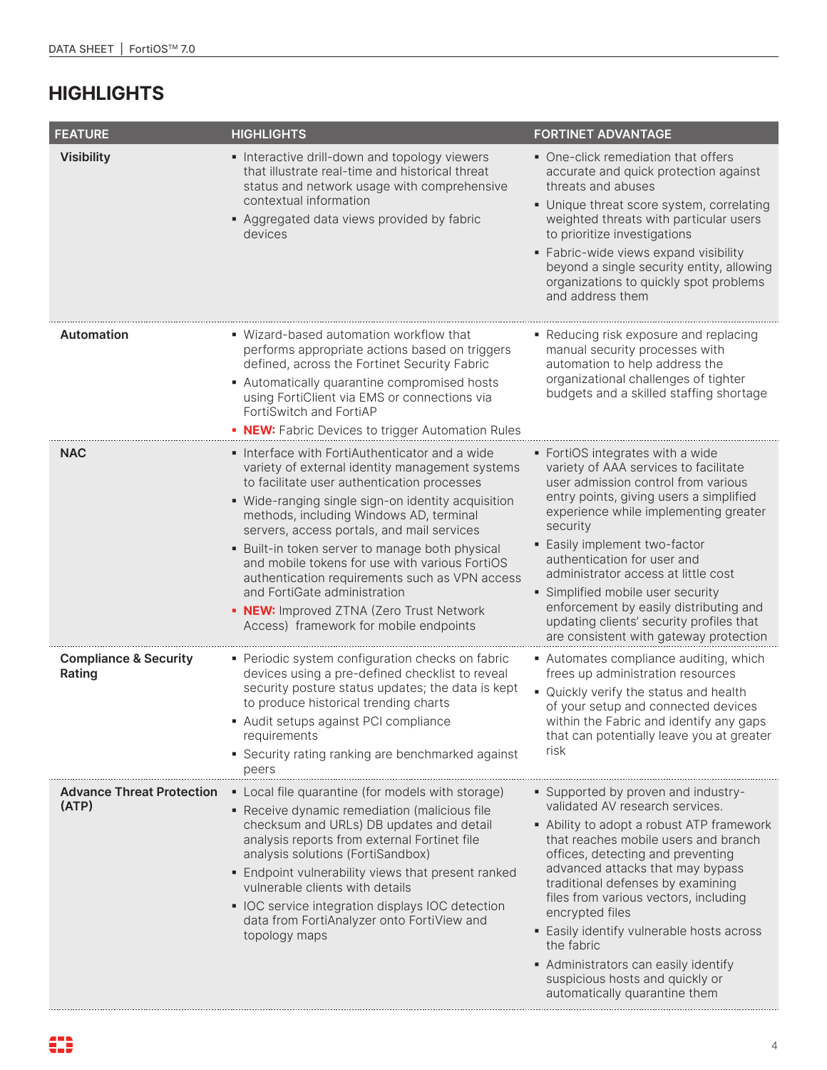## HIGHLIGHTS

| FEATURE | HIGHLIGHTS | FORTINET ADVANTAGE |
|---|---|---|
| **Visibility** | ▪ Interactive drill-down and topology viewers that illustrate real-time and historical threat status and network usage with comprehensive contextual information<br>▪ Aggregated data views provided by fabric devices | ▪ One-click remediation that offers accurate and quick protection against threats and abuses<br>▪ Unique threat score system, correlating weighted threats with particular users to prioritize investigations<br>▪ Fabric-wide views expand visibility beyond a single security entity, allowing organizations to quickly spot problems and address them |
| **Automation** | ▪ Wizard-based automation workflow that performs appropriate actions based on triggers defined, across the Fortinet Security Fabric<br>▪ Automatically quarantine compromised hosts using FortiClient via EMS or connections via FortiSwitch and FortiAP<br>▪ **NEW:** Fabric Devices to trigger Automation Rules | ▪ Reducing risk exposure and replacing manual security processes with automation to help address the organizational challenges of tighter budgets and a skilled staffing shortage |
| **NAC** | ▪ Interface with FortiAuthenticator and a wide variety of external identity management systems to facilitate user authentication processes<br>▪ Wide-ranging single sign-on identity acquisition methods, including Windows AD, terminal servers, access portals, and mail services<br>▪ Built-in token server to manage both physical and mobile tokens for use with various FortiOS authentication requirements such as VPN access and FortiGate administration<br>▪ **NEW:** Improved ZTNA (Zero Trust Network Access) framework for mobile endpoints | ▪ FortiOS integrates with a wide variety of AAA services to facilitate user admission control from various entry points, giving users a simplified experience while implementing greater security<br>▪ Easily implement two-factor authentication for user and administrator access at little cost<br>▪ Simplified mobile user security enforcement by easily distributing and updating clients' security profiles that are consistent with gateway protection |
| **Compliance & Security Rating** | ▪ Periodic system configuration checks on fabric devices using a pre-defined checklist to reveal security posture status updates; the data is kept to produce historical trending charts<br>▪ Audit setups against PCI compliance requirements<br>▪ Security rating ranking are benchmarked against peers | ▪ Automates compliance auditing, which frees up administration resources<br>▪ Quickly verify the status and health of your setup and connected devices within the Fabric and identify any gaps that can potentially leave you at greater risk |
| **Advance Threat Protection (ATP)** | ▪ Local file quarantine (for models with storage)<br>▪ Receive dynamic remediation (malicious file checksum and URLs) DB updates and detail analysis reports from external Fortinet file analysis solutions (FortiSandbox)<br>▪ Endpoint vulnerability views that present ranked vulnerable clients with details<br>▪ IOC service integration displays IOC detection data from FortiAnalyzer onto FortiView and topology maps | ▪ Supported by proven and industry-validated AV research services.<br>▪ Ability to adopt a robust ATP framework that reaches mobile users and branch offices, detecting and preventing advanced attacks that may bypass traditional defenses by examining files from various vectors, including encrypted files<br>▪ Easily identify vulnerable hosts across the fabric<br>▪ Administrators can easily identify suspicious hosts and quickly or automatically quarantine them |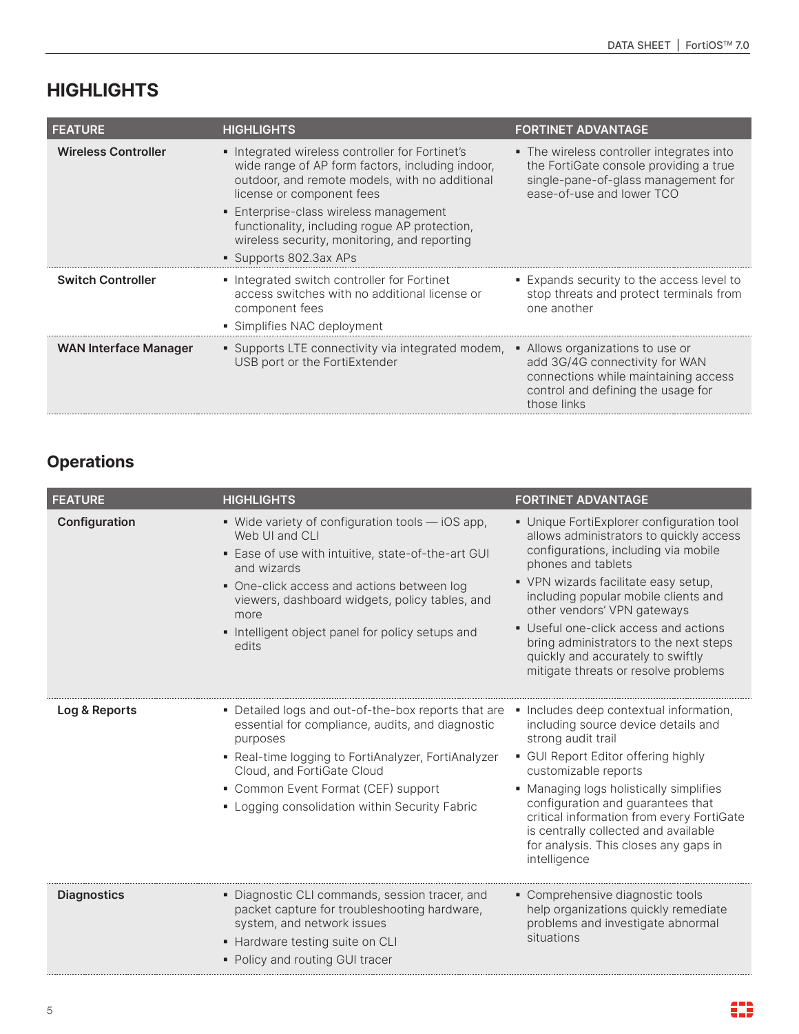## HIGHLIGHTS

| FEATURE | HIGHLIGHTS | FORTINET ADVANTAGE |
|---|---|---|
| **Wireless Controller** | ▪ Integrated wireless controller for Fortinet's wide range of AP form factors, including indoor, outdoor, and remote models, with no additional license or component fees<br>▪ Enterprise-class wireless management functionality, including rogue AP protection, wireless security, monitoring, and reporting<br>▪ Supports 802.3ax APs | ▪ The wireless controller integrates into the FortiGate console providing a true single-pane-of-glass management for ease-of-use and lower TCO |
| **Switch Controller** | ▪ Integrated switch controller for Fortinet access switches with no additional license or component fees<br>▪ Simplifies NAC deployment | ▪ Expands security to the access level to stop threats and protect terminals from one another |
| **WAN Interface Manager** | ▪ Supports LTE connectivity via integrated modem, USB port or the FortiExtender | ▪ Allows organizations to use or add 3G/4G connectivity for WAN connections while maintaining access control and defining the usage for those links |

## Operations

| FEATURE | HIGHLIGHTS | FORTINET ADVANTAGE |
|---|---|---|
| **Configuration** | ▪ Wide variety of configuration tools — iOS app, Web UI and CLI<br>▪ Ease of use with intuitive, state-of-the-art GUI and wizards<br>▪ One-click access and actions between log viewers, dashboard widgets, policy tables, and more<br>▪ Intelligent object panel for policy setups and edits | ▪ Unique FortiExplorer configuration tool allows administrators to quickly access configurations, including via mobile phones and tablets<br>▪ VPN wizards facilitate easy setup, including popular mobile clients and other vendors' VPN gateways<br>▪ Useful one-click access and actions bring administrators to the next steps quickly and accurately to swiftly mitigate threats or resolve problems |
| **Log & Reports** | ▪ Detailed logs and out-of-the-box reports that are essential for compliance, audits, and diagnostic purposes<br>▪ Real-time logging to FortiAnalyzer, FortiAnalyzer Cloud, and FortiGate Cloud<br>▪ Common Event Format (CEF) support<br>▪ Logging consolidation within Security Fabric | ▪ Includes deep contextual information, including source device details and strong audit trail<br>▪ GUI Report Editor offering highly customizable reports<br>▪ Managing logs holistically simplifies configuration and guarantees that critical information from every FortiGate is centrally collected and available for analysis. This closes any gaps in intelligence |
| **Diagnostics** | ▪ Diagnostic CLI commands, session tracer, and packet capture for troubleshooting hardware, system, and network issues<br>▪ Hardware testing suite on CLI<br>▪ Policy and routing GUI tracer | ▪ Comprehensive diagnostic tools help organizations quickly remediate problems and investigate abnormal situations |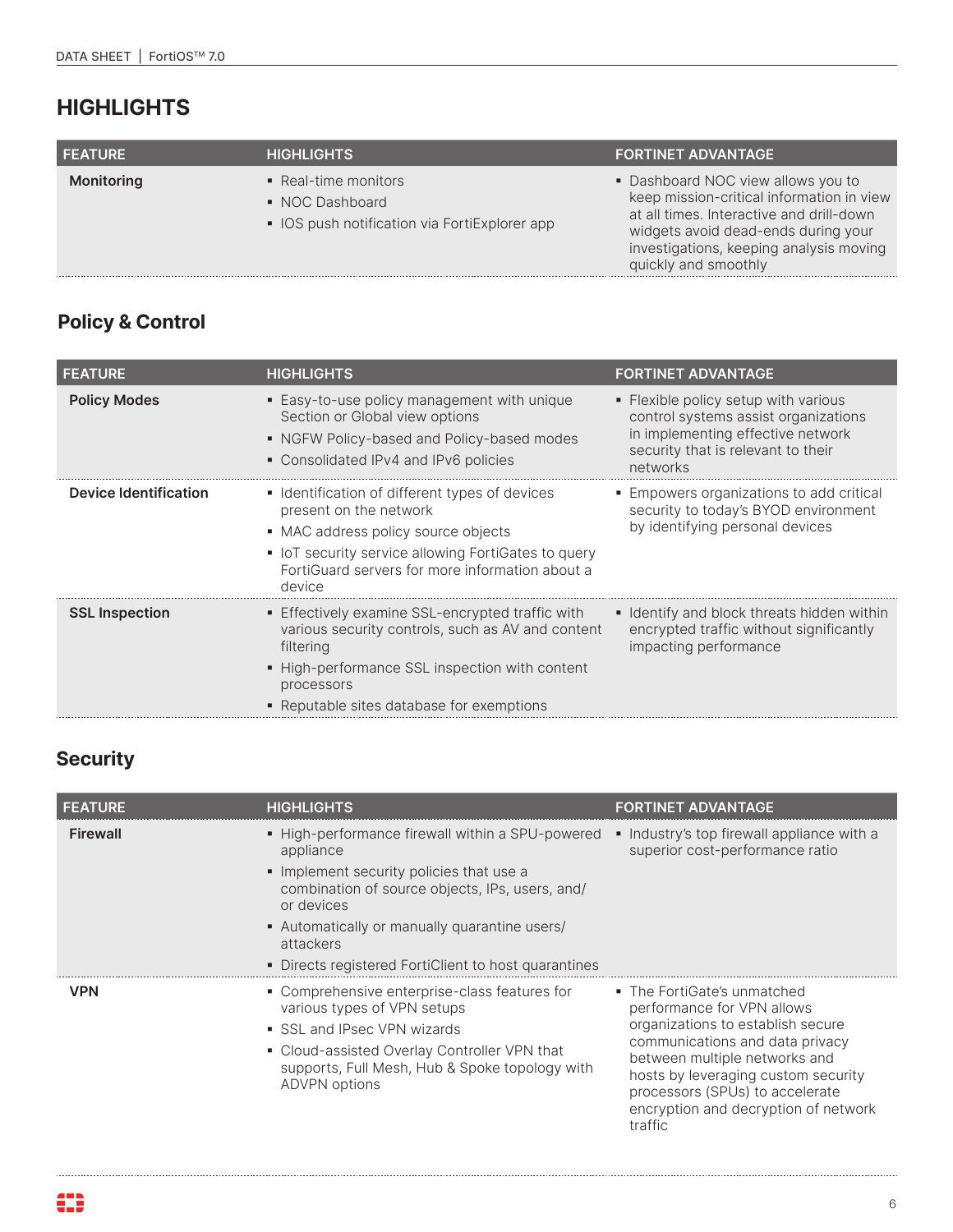## HIGHLIGHTS

| FEATURE | HIGHLIGHTS | FORTINET ADVANTAGE |
|---|---|---|
| **Monitoring** | ▪ Real-time monitors<br>▪ NOC Dashboard<br>▪ IOS push notification via FortiExplorer app | ▪ Dashboard NOC view allows you to keep mission-critical information in view at all times. Interactive and drill-down widgets avoid dead-ends during your investigations, keeping analysis moving quickly and smoothly |

### Policy & Control

| FEATURE | HIGHLIGHTS | FORTINET ADVANTAGE |
|---|---|---|
| **Policy Modes** | ▪ Easy-to-use policy management with unique Section or Global view options<br>▪ NGFW Policy-based and Policy-based modes<br>▪ Consolidated IPv4 and IPv6 policies | ▪ Flexible policy setup with various control systems assist organizations in implementing effective network security that is relevant to their networks |
| **Device Identification** | ▪ Identification of different types of devices present on the network<br>▪ MAC address policy source objects<br>▪ IoT security service allowing FortiGates to query FortiGuard servers for more information about a device | ▪ Empowers organizations to add critical security to today's BYOD environment by identifying personal devices |
| **SSL Inspection** | ▪ Effectively examine SSL-encrypted traffic with various security controls, such as AV and content filtering<br>▪ High-performance SSL inspection with content processors<br>▪ Reputable sites database for exemptions | ▪ Identify and block threats hidden within encrypted traffic without significantly impacting performance |

### Security

| FEATURE | HIGHLIGHTS | FORTINET ADVANTAGE |
|---|---|---|
| **Firewall** | ▪ High-performance firewall within a SPU-powered appliance<br>▪ Implement security policies that use a combination of source objects, IPs, users, and/or devices<br>▪ Automatically or manually quarantine users/attackers<br>▪ Directs registered FortiClient to host quarantines | ▪ Industry's top firewall appliance with a superior cost-performance ratio |
| **VPN** | ▪ Comprehensive enterprise-class features for various types of VPN setups<br>▪ SSL and IPsec VPN wizards<br>▪ Cloud-assisted Overlay Controller VPN that supports, Full Mesh, Hub & Spoke topology with ADVPN options | ▪ The FortiGate's unmatched performance for VPN allows organizations to establish secure communications and data privacy between multiple networks and hosts by leveraging custom security processors (SPUs) to accelerate encryption and decryption of network traffic |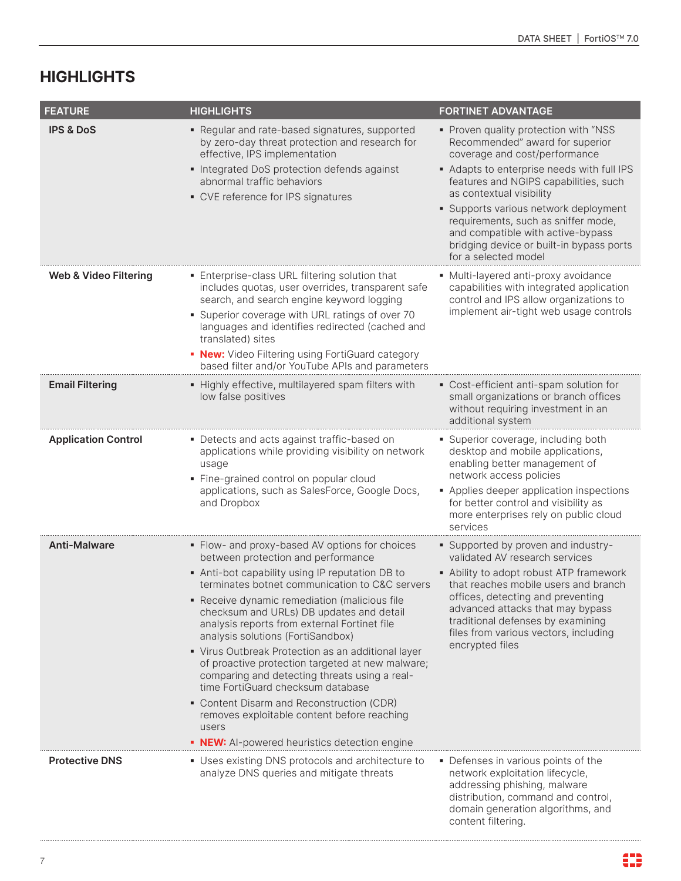## HIGHLIGHTS

| FEATURE | HIGHLIGHTS | FORTINET ADVANTAGE |
|---|---|---|
| **IPS & DoS** | ▪ Regular and rate-based signatures, supported by zero-day threat protection and research for effective, IPS implementation<br>▪ Integrated DoS protection defends against abnormal traffic behaviors<br>▪ CVE reference for IPS signatures | ▪ Proven quality protection with "NSS Recommended" award for superior coverage and cost/performance<br>▪ Adapts to enterprise needs with full IPS features and NGIPS capabilities, such as contextual visibility<br>▪ Supports various network deployment requirements, such as sniffer mode, and compatible with active-bypass bridging device or built-in bypass ports for a selected model |
| **Web & Video Filtering** | ▪ Enterprise-class URL filtering solution that includes quotas, user overrides, transparent safe search, and search engine keyword logging<br>▪ Superior coverage with URL ratings of over 70 languages and identifies redirected (cached and translated) sites<br>▪ **New:** Video Filtering using FortiGuard category based filter and/or YouTube APIs and parameters | ▪ Multi-layered anti-proxy avoidance capabilities with integrated application control and IPS allow organizations to implement air-tight web usage controls |
| **Email Filtering** | ▪ Highly effective, multilayered spam filters with low false positives | ▪ Cost-efficient anti-spam solution for small organizations or branch offices without requiring investment in an additional system |
| **Application Control** | ▪ Detects and acts against traffic-based on applications while providing visibility on network usage<br>▪ Fine-grained control on popular cloud applications, such as SalesForce, Google Docs, and Dropbox | ▪ Superior coverage, including both desktop and mobile applications, enabling better management of network access policies<br>▪ Applies deeper application inspections for better control and visibility as more enterprises rely on public cloud services |
| **Anti-Malware** | ▪ Flow- and proxy-based AV options for choices between protection and performance<br>▪ Anti-bot capability using IP reputation DB to terminates botnet communication to C&C servers<br>▪ Receive dynamic remediation (malicious file checksum and URLs) DB updates and detail analysis reports from external Fortinet file analysis solutions (FortiSandbox)<br>▪ Virus Outbreak Protection as an additional layer of proactive protection targeted at new malware; comparing and detecting threats using a real-time FortiGuard checksum database<br>▪ Content Disarm and Reconstruction (CDR) removes exploitable content before reaching users<br>▪ **NEW:** AI-powered heuristics detection engine | ▪ Supported by proven and industry-validated AV research services<br>▪ Ability to adopt robust ATP framework that reaches mobile users and branch offices, detecting and preventing advanced attacks that may bypass traditional defenses by examining files from various vectors, including encrypted files |
| **Protective DNS** | ▪ Uses existing DNS protocols and architecture to analyze DNS queries and mitigate threats | ▪ Defenses in various points of the network exploitation lifecycle, addressing phishing, malware distribution, command and control, domain generation algorithms, and content filtering. |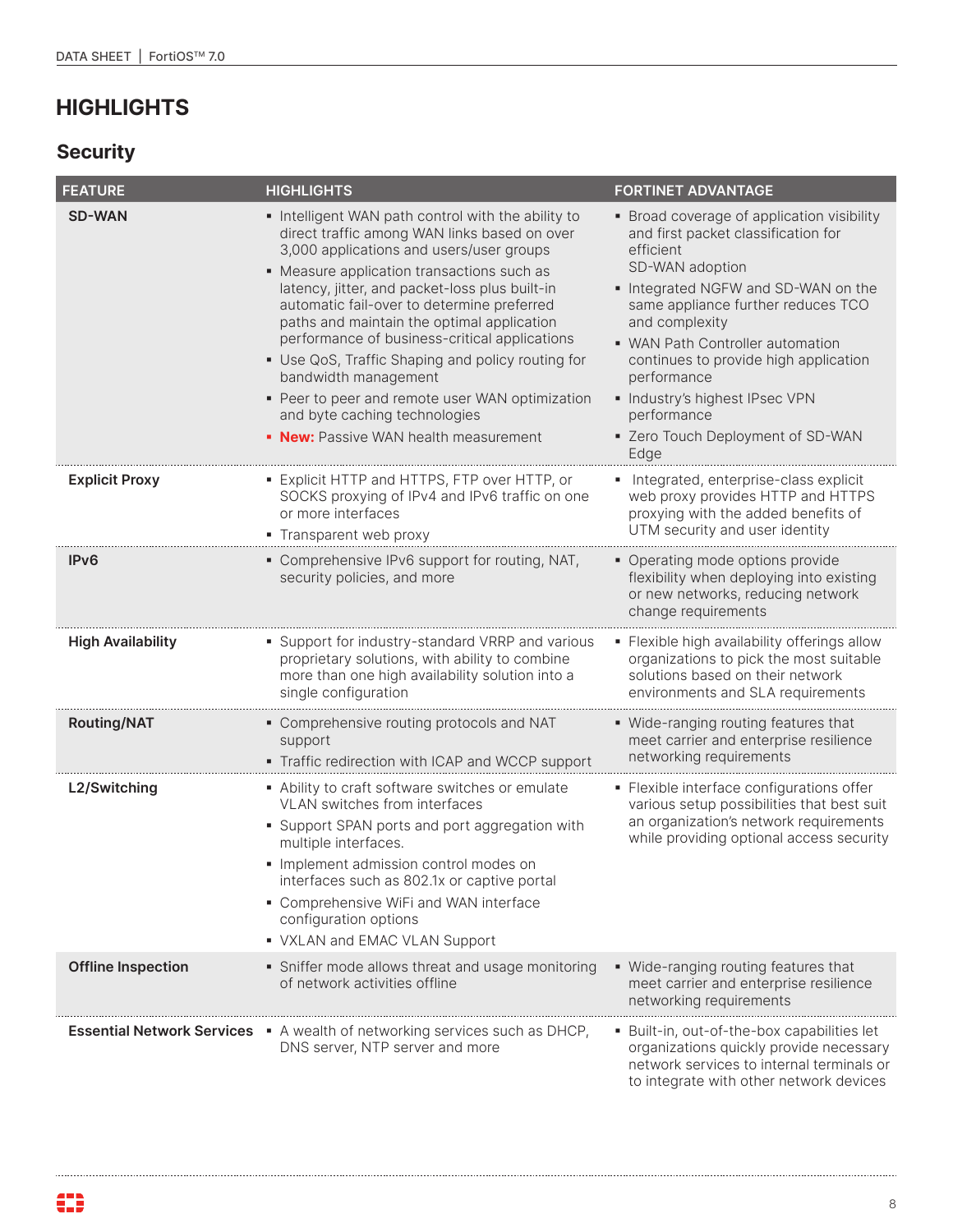# HIGHLIGHTS

## Security

| FEATURE | HIGHLIGHTS | FORTINET ADVANTAGE |
|---|---|---|
| **SD-WAN** | ▪ Intelligent WAN path control with the ability to direct traffic among WAN links based on over 3,000 applications and users/user groups<br>▪ Measure application transactions such as latency, jitter, and packet-loss plus built-in automatic fail-over to determine preferred paths and maintain the optimal application performance of business-critical applications<br>▪ Use QoS, Traffic Shaping and policy routing for bandwidth management<br>▪ Peer to peer and remote user WAN optimization and byte caching technologies<br>▪ **New:** Passive WAN health measurement | ▪ Broad coverage of application visibility and first packet classification for efficient SD-WAN adoption<br>▪ Integrated NGFW and SD-WAN on the same appliance further reduces TCO and complexity<br>▪ WAN Path Controller automation continues to provide high application performance<br>▪ Industry's highest IPsec VPN performance<br>▪ Zero Touch Deployment of SD-WAN Edge |
| **Explicit Proxy** | ▪ Explicit HTTP and HTTPS, FTP over HTTP, or SOCKS proxying of IPv4 and IPv6 traffic on one or more interfaces<br>▪ Transparent web proxy | ▪ Integrated, enterprise-class explicit web proxy provides HTTP and HTTPS proxying with the added benefits of UTM security and user identity |
| **IPv6** | ▪ Comprehensive IPv6 support for routing, NAT, security policies, and more | ▪ Operating mode options provide flexibility when deploying into existing or new networks, reducing network change requirements |
| **High Availability** | ▪ Support for industry-standard VRRP and various proprietary solutions, with ability to combine more than one high availability solution into a single configuration | ▪ Flexible high availability offerings allow organizations to pick the most suitable solutions based on their network environments and SLA requirements |
| **Routing/NAT** | ▪ Comprehensive routing protocols and NAT support<br>▪ Traffic redirection with ICAP and WCCP support | ▪ Wide-ranging routing features that meet carrier and enterprise resilience networking requirements |
| **L2/Switching** | ▪ Ability to craft software switches or emulate VLAN switches from interfaces<br>▪ Support SPAN ports and port aggregation with multiple interfaces.<br>▪ Implement admission control modes on interfaces such as 802.1x or captive portal<br>▪ Comprehensive WiFi and WAN interface configuration options<br>▪ VXLAN and EMAC VLAN Support | ▪ Flexible interface configurations offer various setup possibilities that best suit an organization's network requirements while providing optional access security |
| **Offline Inspection** | ▪ Sniffer mode allows threat and usage monitoring of network activities offline | ▪ Wide-ranging routing features that meet carrier and enterprise resilience networking requirements |
| **Essential Network Services** | ▪ A wealth of networking services such as DHCP, DNS server, NTP server and more | ▪ Built-in, out-of-the-box capabilities let organizations quickly provide necessary network services to internal terminals or to integrate with other network devices |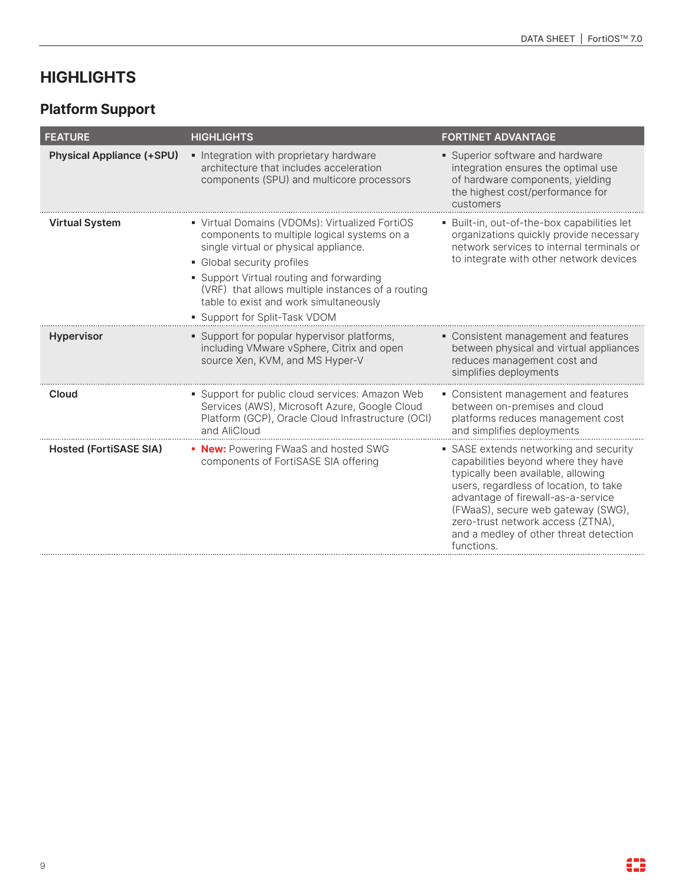## HIGHLIGHTS

### Platform Support

| FEATURE | HIGHLIGHTS | FORTINET ADVANTAGE |
|---|---|---|
| **Physical Appliance (+SPU)** | ▪ Integration with proprietary hardware architecture that includes acceleration components (SPU) and multicore processors | ▪ Superior software and hardware integration ensures the optimal use of hardware components, yielding the highest cost/performance for customers |
| **Virtual System** | ▪ Virtual Domains (VDOMs): Virtualized FortiOS components to multiple logical systems on a single virtual or physical appliance.<br>▪ Global security profiles<br>▪ Support Virtual routing and forwarding (VRF) that allows multiple instances of a routing table to exist and work simultaneously<br>▪ Support for Split-Task VDOM | ▪ Built-in, out-of-the-box capabilities let organizations quickly provide necessary network services to internal terminals or to integrate with other network devices |
| **Hypervisor** | ▪ Support for popular hypervisor platforms, including VMware vSphere, Citrix and open source Xen, KVM, and MS Hyper-V | ▪ Consistent management and features between physical and virtual appliances reduces management cost and simplifies deployments |
| **Cloud** | ▪ Support for public cloud services: Amazon Web Services (AWS), Microsoft Azure, Google Cloud Platform (GCP), Oracle Cloud Infrastructure (OCI) and AliCloud | ▪ Consistent management and features between on-premises and cloud platforms reduces management cost and simplifies deployments |
| **Hosted (FortiSASE SIA)** | ▪ **New:** Powering FWaaS and hosted SWG components of FortiSASE SIA offering | ▪ SASE extends networking and security capabilities beyond where they have typically been available, allowing users, regardless of location, to take advantage of firewall-as-a-service (FWaaS), secure web gateway (SWG), zero-trust network access (ZTNA), and a medley of other threat detection functions. |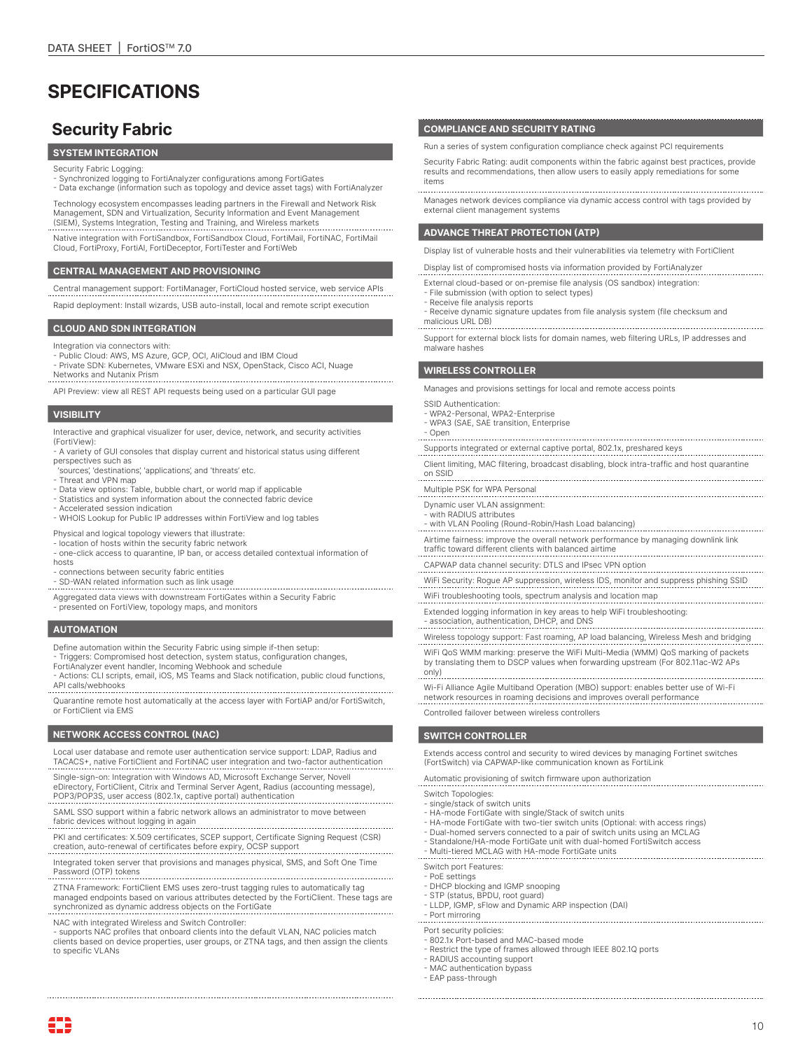# SPECIFICATIONS

## Security Fabric

### SYSTEM INTEGRATION

Security Fabric Logging:
- Synchronized logging to FortiAnalyzer configurations among FortiGates
- Data exchange (information such as topology and device asset tags) with FortiAnalyzer

Technology ecosystem encompasses leading partners in the Firewall and Network Risk Management, SDN and Virtualization, Security Information and Event Management (SIEM), Systems Integration, Testing and Training, and Wireless markets

Native integration with FortiSandbox, FortiSandbox Cloud, FortiMail, FortiNAC, FortiMail Cloud, FortiProxy, FortiAI, FortiDeceptor, FortiTester and FortiWeb

### CENTRAL MANAGEMENT AND PROVISIONING

Central management support: FortiManager, FortiCloud hosted service, web service APIs

Rapid deployment: Install wizards, USB auto-install, local and remote script execution

### CLOUD AND SDN INTEGRATION

Integration via connectors with:
- Public Cloud: AWS, MS Azure, GCP, OCI, AliCloud and IBM Cloud
- Private SDN: Kubernetes, VMware ESXi and NSX, OpenStack, Cisco ACI, Nuage Networks and Nutanix Prism

API Preview: view all REST API requests being used on a particular GUI page

### VISIBILITY

Interactive and graphical visualizer for user, device, network, and security activities (FortiView):
- A variety of GUI consoles that display current and historical status using different perspectives such as 'sources', 'destinations', 'applications', and 'threats' etc.
- Threat and VPN map
- Data view options: Table, bubble chart, or world map if applicable
- Statistics and system information about the connected fabric device
- Accelerated session indication
- WHOIS Lookup for Public IP addresses within FortiView and log tables

Physical and logical topology viewers that illustrate:
- location of hosts within the security fabric network
- one-click access to quarantine, IP ban, or access detailed contextual information of hosts
- connections between security fabric entities
- SD-WAN related information such as link usage

Aggregated data views with downstream FortiGates within a Security Fabric
- presented on FortiView, topology maps, and monitors

### AUTOMATION

Define automation within the Security Fabric using simple if-then setup:
- Triggers: Compromised host detection, system status, configuration changes, FortiAnalyzer event handler, Incoming Webhook and schedule
- Actions: CLI scripts, email, iOS, MS Teams and Slack notification, public cloud functions, API calls/webhooks

Quarantine remote host automatically at the access layer with FortiAP and/or FortiSwitch, or FortiClient via EMS

### NETWORK ACCESS CONTROL (NAC)

Local user database and remote user authentication service support: LDAP, Radius and TACACS+, native FortiClient and FortiNAC user integration and two-factor authentication

Single-sign-on: Integration with Windows AD, Microsoft Exchange Server, Novell eDirectory, FortiClient, Citrix and Terminal Server Agent, Radius (accounting message), POP3/POP3S, user access (802.1x, captive portal) authentication

SAML SSO support within a fabric network allows an administrator to move between fabric devices without logging in again

PKI and certificates: X.509 certificates, SCEP support, Certificate Signing Request (CSR) creation, auto-renewal of certificates before expiry, OCSP support

Integrated token server that provisions and manages physical, SMS, and Soft One Time Password (OTP) tokens

ZTNA Framework: FortiClient EMS uses zero-trust tagging rules to automatically tag managed endpoints based on various attributes detected by the FortiClient. These tags are synchronized as dynamic address objects on the FortiGate

NAC with integrated Wireless and Switch Controller:
- supports NAC profiles that onboard clients into the default VLAN, NAC policies match clients based on device properties, user groups, or ZTNA tags, and then assign the clients to specific VLANs

### COMPLIANCE AND SECURITY RATING

Run a series of system configuration compliance check against PCI requirements

Security Fabric Rating: audit components within the fabric against best practices, provide results and recommendations, then allow users to easily apply remediations for some items

Manages network devices compliance via dynamic access control with tags provided by external client management systems

### ADVANCE THREAT PROTECTION (ATP)

Display list of vulnerable hosts and their vulnerabilities via telemetry with FortiClient

Display list of compromised hosts via information provided by FortiAnalyzer

External cloud-based or on-premise file analysis (OS sandbox) integration:
- File submission (with option to select types)
- Receive file analysis reports
- Receive dynamic signature updates from file analysis system (file checksum and malicious URL DB)

Support for external block lists for domain names, web filtering URLs, IP addresses and malware hashes

### WIRELESS CONTROLLER

Manages and provisions settings for local and remote access points

SSID Authentication:
- WPA2-Personal, WPA2-Enterprise
- WPA3 (SAE, SAE transition, Enterprise
- Open

Supports integrated or external captive portal, 802.1x, preshared keys

Client limiting, MAC filtering, broadcast disabling, block intra-traffic and host quarantine on SSID

Multiple PSK for WPA Personal

Dynamic user VLAN assignment:
- with RADIUS attributes
- with VLAN Pooling (Round-Robin/Hash Load balancing)

Airtime fairness: improve the overall network performance by managing downlink link traffic toward different clients with balanced airtime

CAPWAP data channel security: DTLS and IPsec VPN option

WiFi Security: Rogue AP suppression, wireless IDS, monitor and suppress phishing SSID

WiFi troubleshooting tools, spectrum analysis and location map

Extended logging information in key areas to help WiFi troubleshooting:
- association, authentication, DHCP, and DNS

Wireless topology support: Fast roaming, AP load balancing, Wireless Mesh and bridging

WiFi QoS WMM marking: preserve the WiFi Multi-Media (WMM) QoS marking of packets by translating them to DSCP values when forwarding upstream (For 802.11ac-W2 APs only)

Wi-Fi Alliance Agile Multiband Operation (MBO) support: enables better use of Wi-Fi network resources in roaming decisions and improves overall performance

Controlled failover between wireless controllers

### SWITCH CONTROLLER

Extends access control and security to wired devices by managing Fortinet switches (FortSwitch) via CAPWAP-like communication known as FortiLink

Automatic provisioning of switch firmware upon authorization

Switch Topologies:
- single/stack of switch units
- HA-mode FortiGate with single/Stack of switch units
- HA-mode FortiGate with two-tier switch units (Optional: with access rings)
- Dual-homed servers connected to a pair of switch units using an MCLAG
- Standalone/HA-mode FortiGate unit with dual-homed FortiSwitch access
- Multi-tiered MCLAG with HA-mode FortiGate units

Switch port Features:
- PoE settings
- DHCP blocking and IGMP snooping
- STP (status, BPDU, root guard)
- LLDP, IGMP, sFlow and Dynamic ARP inspection (DAI)
- Port mirroring

Port security policies:
- 802.1x Port-based and MAC-based mode
- Restrict the type of frames allowed through IEEE 802.1Q ports
- RADIUS accounting support
- MAC authentication bypass
- EAP pass-through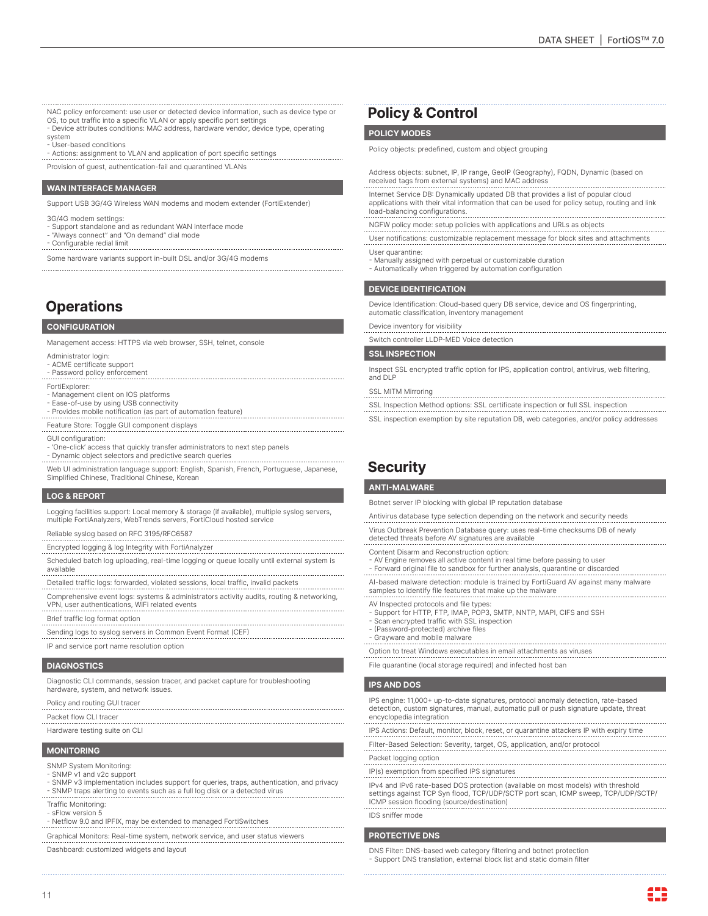NAC policy enforcement: use user or detected device information, such as device type or OS, to put traffic into a specific VLAN or apply specific port settings
- Device attributes conditions: MAC address, hardware vendor, device type, operating system
- User-based conditions
- Actions: assignment to VLAN and application of port specific settings

Provision of guest, authentication-fail and quarantined VLANs

### WAN INTERFACE MANAGER

Support USB 3G/4G Wireless WAN modems and modem extender (FortiExtender)

3G/4G modem settings:
- Support standalone and as redundant WAN interface mode
- "Always connect" and "On demand" dial mode
- Configurable redial limit

Some hardware variants support in-built DSL and/or 3G/4G modems

## Operations

### CONFIGURATION

Management access: HTTPS via web browser, SSH, telnet, console

Administrator login:
- ACME certificate support
- Password policy enforcement

FortiExplorer:
- Management client on IOS platforms
- Ease-of-use by using USB connectivity
- Provides mobile notification (as part of automation feature)

Feature Store: Toggle GUI component displays

GUI configuration:
- 'One-click' access that quickly transfer administrators to next step panels
- Dynamic object selectors and predictive search queries

Web UI administration language support: English, Spanish, French, Portuguese, Japanese, Simplified Chinese, Traditional Chinese, Korean

### LOG & REPORT

Logging facilities support: Local memory & storage (if available), multiple syslog servers, multiple FortiAnalyzers, WebTrends servers, FortiCloud hosted service

Reliable syslog based on RFC 3195/RFC6587

Encrypted logging & log Integrity with FortiAnalyzer

Scheduled batch log uploading, real-time logging or queue locally until external system is available

Detailed traffic logs: forwarded, violated sessions, local traffic, invalid packets

Comprehensive event logs: systems & administrators activity audits, routing & networking, VPN, user authentications, WiFi related events

Brief traffic log format option

Sending logs to syslog servers in Common Event Format (CEF)

IP and service port name resolution option

### DIAGNOSTICS

Diagnostic CLI commands, session tracer, and packet capture for troubleshooting hardware, system, and network issues.

Policy and routing GUI tracer

Packet flow CLI tracer

Hardware testing suite on CLI

### MONITORING

SNMP System Monitoring:
- SNMP v1 and v2c support
- SNMP v3 implementation includes support for queries, traps, authentication, and privacy
- SNMP traps alerting to events such as a full log disk or a detected virus

Traffic Monitoring:
- sFlow version 5
- Netflow 9.0 and IPFIX, may be extended to managed FortiSwitches

Graphical Monitors: Real-time system, network service, and user status viewers

Dashboard: customized widgets and layout

## Policy & Control

### POLICY MODES

Policy objects: predefined, custom and object grouping

Address objects: subnet, IP, IP range, GeoIP (Geography), FQDN, Dynamic (based on received tags from external systems) and MAC address

Internet Service DB: Dynamically updated DB that provides a list of popular cloud applications with their vital information that can be used for policy setup, routing and link load-balancing configurations.

NGFW policy mode: setup policies with applications and URLs as objects

User notifications: customizable replacement message for block sites and attachments

User quarantine:
- Manually assigned with perpetual or customizable duration
- Automatically when triggered by automation configuration

### DEVICE IDENTIFICATION

Device Identification: Cloud-based query DB service, device and OS fingerprinting, automatic classification, inventory management

Device inventory for visibility

Switch controller LLDP-MED Voice detection

### SSL INSPECTION

Inspect SSL encrypted traffic option for IPS, application control, antivirus, web filtering, and DLP

SSL MITM Mirroring

SSL Inspection Method options: SSL certificate inspection or full SSL inspection

SSL inspection exemption by site reputation DB, web categories, and/or policy addresses

## Security

### ANTI-MALWARE

Botnet server IP blocking with global IP reputation database

Antivirus database type selection depending on the network and security needs

Virus Outbreak Prevention Database query: uses real-time checksums DB of newly detected threats before AV signatures are available

Content Disarm and Reconstruction option:
- AV Engine removes all active content in real time before passing to user
- Forward original file to sandbox for further analysis, quarantine or discarded

AI-based malware detection: module is trained by FortiGuard AV against many malware samples to identify file features that make up the malware

AV Inspected protocols and file types:
- Support for HTTP, FTP, IMAP, POP3, SMTP, NNTP, MAPI, CIFS and SSH
- Scan encrypted traffic with SSL inspection
- (Password-protected) archive files
- Grayware and mobile malware

Option to treat Windows executables in email attachments as viruses

File quarantine (local storage required) and infected host ban

### IPS AND DOS

IPS engine: 11,000+ up-to-date signatures, protocol anomaly detection, rate-based detection, custom signatures, manual, automatic pull or push signature update, threat encyclopedia integration

IPS Actions: Default, monitor, block, reset, or quarantine attackers IP with expiry time

Filter-Based Selection: Severity, target, OS, application, and/or protocol

Packet logging option

IP(s) exemption from specified IPS signatures

IPv4 and IPv6 rate-based DOS protection (available on most models) with threshold settings against TCP Syn flood, TCP/UDP/SCTP port scan, ICMP sweep, TCP/UDP/SCTP/ICMP session flooding (source/destination)

IDS sniffer mode

### PROTECTIVE DNS

DNS Filter: DNS-based web category filtering and botnet protection
- Support DNS translation, external block list and static domain filter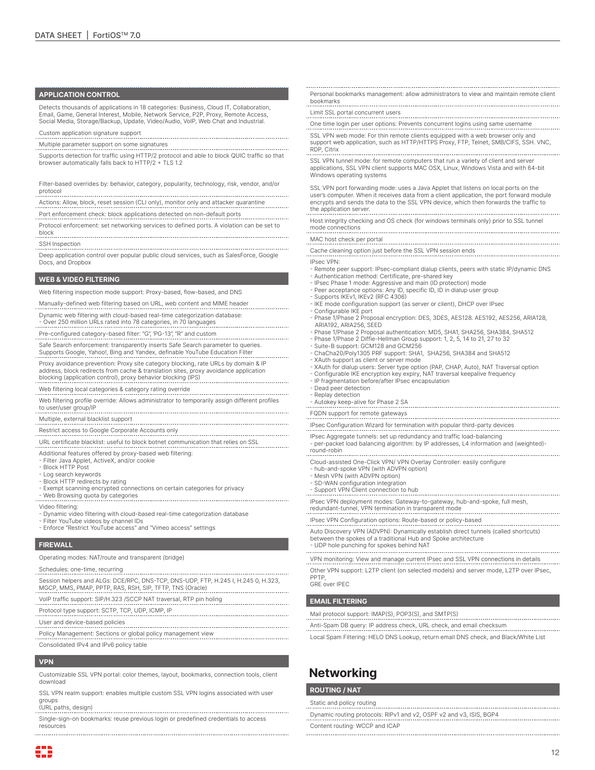### APPLICATION CONTROL

Detects thousands of applications in 18 categories: Business, Cloud IT, Collaboration, Email, Game, General Interest, Mobile, Network Service, P2P, Proxy, Remote Access, Social Media, Storage/Backup, Update, Video/Audio, VoIP, Web Chat and Industrial.

Custom application signature support

Multiple parameter support on some signatures

Supports detection for traffic using HTTP/2 protocol and able to block QUIC traffic so that browser automatically falls back to HTTP/2 + TLS 1.2

Filter-based overrides by: behavior, category, popularity, technology, risk, vendor, and/or protocol

Actions: Allow, block, reset session (CLI only), monitor only and attacker quarantine

Port enforcement check: block applications detected on non-default ports

Protocol enforcement: set networking services to defined ports. A violation can be set to block

SSH Inspection

Deep application control over popular public cloud services, such as SalesForce, Google Docs, and Dropbox

### WEB & VIDEO FILTERING

Web filtering inspection mode support: Proxy-based, flow-based, and DNS

Manually-defined web filtering based on URL, web content and MIME header

Dynamic web filtering with cloud-based real-time categorization database:
- Over 250 million URLs rated into 78 categories, in 70 languages

Pre-configured category-based filter: "G", 'PG-13", "R" and custom

Safe Search enforcement: transparently inserts Safe Search parameter to queries. Supports Google, Yahoo!, Bing and Yandex, definable YouTube Education Filter

Proxy avoidance prevention: Proxy site category blocking, rate URLs by domain & IP address, block redirects from cache & translation sites, proxy avoidance application blocking (application control), proxy behavior blocking (IPS)

Web filtering local categories & category rating override

Web filtering profile override: Allows administrator to temporarily assign different profiles to user/user group/IP

Multiple, external blacklist support

Restrict access to Google Corporate Accounts only

URL certificate blacklist: useful to block botnet communication that relies on SSL

Additional features offered by proxy-based web filtering:
- Filter Java Applet, ActiveX, and/or cookie
- Block HTTP Post
- Log search keywords
- Block HTTP redirects by rating
- Exempt scanning encrypted connections on certain categories for privacy
- Web Browsing quota by categories

Video filtering:
- Dynamic video filtering with cloud-based real-time categorization database
- Filter YouTube videos by channel IDs
- Enforce "Restrict YouTube access" and "Vimeo access" settings

### FIREWALL

Operating modes: NAT/route and transparent (bridge)

Schedules: one-time, recurring

Session helpers and ALGs: DCE/RPC, DNS-TCP, DNS-UDP, FTP, H.245 I, H.245 0, H.323, MGCP, MMS, PMAP, PPTP, RAS, RSH, SIP, TFTP, TNS (Oracle)

VoIP traffic support: SIP/H.323 /SCCP NAT traversal, RTP pin holing

Protocol type support: SCTP, TCP, UDP, ICMP, IP

User and device-based policies

Policy Management: Sections or global policy management view

Consolidated IPv4 and IPv6 policy table

### VPN

Customizable SSL VPN portal: color themes, layout, bookmarks, connection tools, client download

SSL VPN realm support: enables multiple custom SSL VPN logins associated with user groups
(URL paths, design)

Single-sign-on bookmarks: reuse previous login or predefined credentials to access resources

Personal bookmarks management: allow administrators to view and maintain remote client bookmarks

Limit SSL portal concurrent users

One time login per user options: Prevents concurrent logins using same username

SSL VPN web mode: For thin remote clients equipped with a web browser only and support web application, such as HTTP/HTTPS Proxy, FTP, Telnet, SMB/CIFS, SSH. VNC, RDP, Citrix

SSL VPN tunnel mode: for remote computers that run a variety of client and server applications, SSL VPN client supports MAC OSX, Linux, Windows Vista and with 64-bit Windows operating systems

SSL VPN port forwarding mode: uses a Java Applet that listens on local ports on the user's computer. When it receives data from a client application, the port forward module encrypts and sends the data to the SSL VPN device, which then forwards the traffic to the application server.

Host integrity checking and OS check (for windows terminals only) prior to SSL tunnel mode connections

MAC host check per portal

Cache cleaning option just before the SSL VPN session ends

IPsec VPN:
- Remote peer support: IPsec-compliant dialup clients, peers with static IP/dynamic DNS
- Authentication method: Certificate, pre-shared key
- IPsec Phase 1 mode: Aggressive and main (ID protection) mode
- Peer acceptance options: Any ID, specific ID, ID in dialup user group
- Supports IKEv1, IKEv2 (RFC 4306)
- IKE mode configuration support (as server or client), DHCP over IPsec
- Configurable IKE port
- Phase 1/Phase 2 Proposal encryption: DES, 3DES, AES128. AES192, AES256, ARIA128, ARIA192, ARIA256, SEED
- Phase 1/Phase 2 Proposal authentication: MD5, SHA1, SHA256, SHA384, SHA512
- Phase 1/Phase 2 Diffie-Hellman Group support: 1, 2, 5, 14 to 21, 27 to 32
- Suite-B support: GCM128 and GCM256
- ChaCha20/Poly1305 PRF support: SHA1, SHA256, SHA384 and SHA512
- XAuth support as client or server mode
- XAuth for dialup users: Server type option (PAP, CHAP, Auto), NAT Traversal option
- Configurable IKE encryption key expiry, NAT traversal keepalive frequency
- IP fragmentation before/after IPsec encapsulation
- Dead peer detection
- Replay detection
- Autokey keep-alive for Phase 2 SA

FQDN support for remote gateways

IPsec Configuration Wizard for termination with popular third-party devices

IPsec Aggregate tunnels: set up redundancy and traffic load-balancing
- per-packet load balancing algorithm: by IP addresses, L4 information and (weighted)-round-robin

Cloud-assisted One-Click VPN/ VPN Overlay Controller: easily configure
- hub-and-spoke VPN (with ADVPN option)
- Mesh VPN (with ADVPN option)
- SD-WAN configuration integration
- Support VPN Client connection to hub

IPsec VPN deployment modes: Gateway-to-gateway, hub-and-spoke, full mesh, redundant-tunnel, VPN termination in transparent mode

IPsec VPN Configuration options: Route-based or policy-based

Auto Discovery VPN (ADVPN): Dynamically establish direct tunnels (called shortcuts) between the spokes of a traditional Hub and Spoke architecture
- UDP hole punching for spokes behind NAT

VPN monitoring: View and manage current IPsec and SSL VPN connections in details

Other VPN support: L2TP client (on selected models) and server mode, L2TP over IPsec, PPTP,
GRE over IPEC

### EMAIL FILTERING

Mail protocol support: IMAP(S), POP3(S), and SMTP(S)

Anti-Spam DB query: IP address check, URL check, and email checksum

Local Spam Filtering: HELO DNS Lookup, return email DNS check, and Black/White List

## Networking

### ROUTING / NAT

Static and policy routing

Dynamic routing protocols: RIPv1 and v2, OSPF v2 and v3, ISIS, BGP4

Content routing: WCCP and ICAP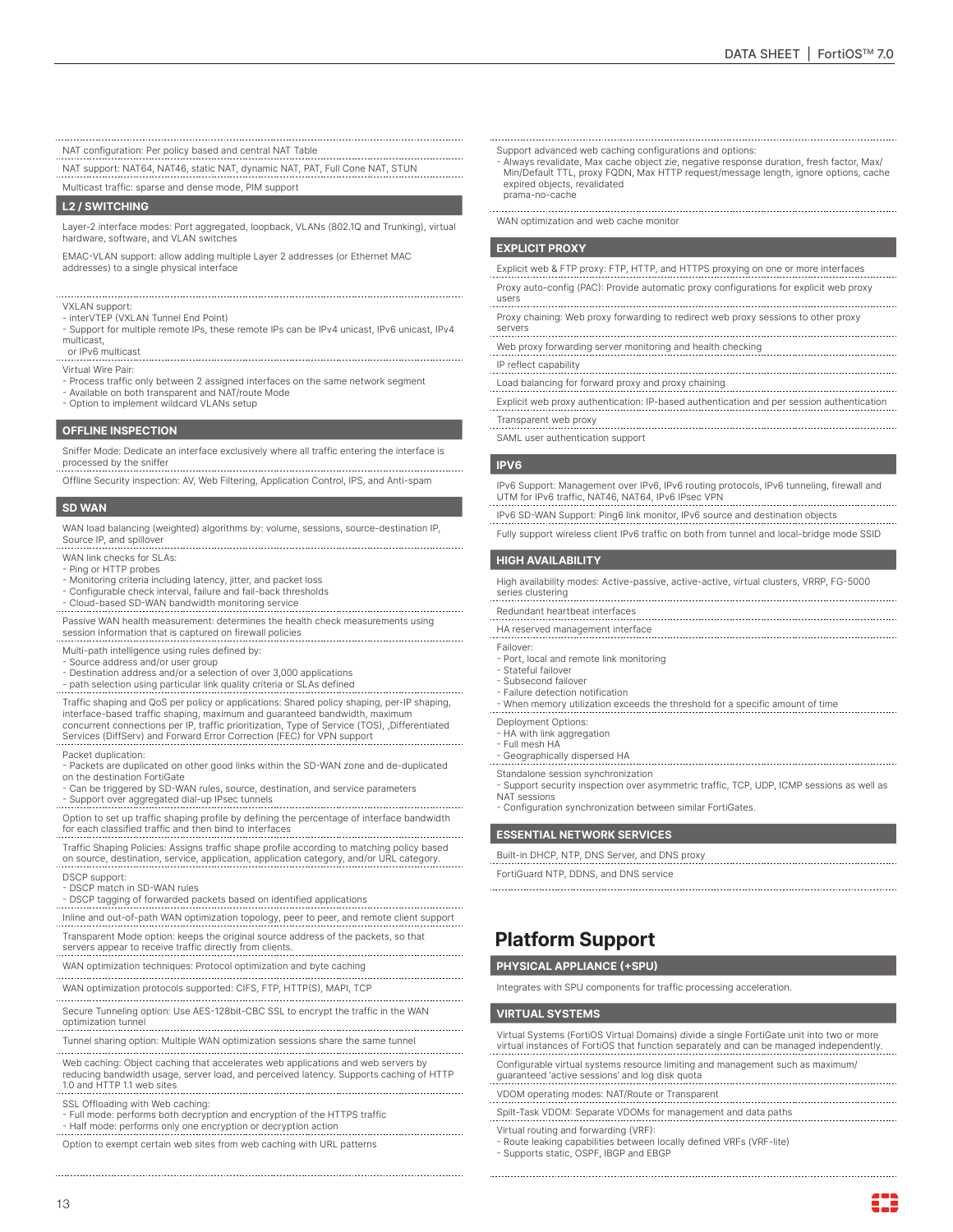NAT configuration: Per policy based and central NAT Table

NAT support: NAT64, NAT46, static NAT, dynamic NAT, PAT, Full Cone NAT, STUN

Multicast traffic: sparse and dense mode, PIM support

### L2 / SWITCHING

Layer-2 interface modes: Port aggregated, loopback, VLANs (802.1Q and Trunking), virtual hardware, software, and VLAN switches

EMAC-VLAN support: allow adding multiple Layer 2 addresses (or Ethernet MAC addresses) to a single physical interface

VXLAN support:
- interVTEP (VXLAN Tunnel End Point)
- Support for multiple remote IPs, these remote IPs can be IPv4 unicast, IPv6 unicast, IPv4 multicast, or IPv6 multicast

Virtual Wire Pair:
- Process traffic only between 2 assigned interfaces on the same network segment
- Available on both transparent and NAT/route Mode
- Option to implement wildcard VLANs setup

### OFFLINE INSPECTION

Sniffer Mode: Dedicate an interface exclusively where all traffic entering the interface is processed by the sniffer

Offline Security inspection: AV, Web Filtering, Application Control, IPS, and Anti-spam

### SD WAN

WAN load balancing (weighted) algorithms by: volume, sessions, source-destination IP, Source IP, and spillover

WAN link checks for SLAs:
- Ping or HTTP probes
- Monitoring criteria including latency, jitter, and packet loss
- Configurable check interval, failure and fail-back thresholds
- Cloud-based SD-WAN bandwidth monitoring service

Passive WAN health measurement: determines the health check measurements using session information that is captured on firewall policies

Multi-path intelligence using rules defined by:
- Source address and/or user group
- Destination address and/or a selection of over 3,000 applications
- path selection using particular link quality criteria or SLAs defined

Traffic shaping and QoS per policy or applications: Shared policy shaping, per-IP shaping, interface-based traffic shaping, maximum and guaranteed bandwidth, maximum concurrent connections per IP, traffic prioritization, Type of Service (TOS), ,Differentiated Services (DiffServ) and Forward Error Correction (FEC) for VPN support

Packet duplication:
- Packets are duplicated on other good links within the SD-WAN zone and de-duplicated on the destination FortiGate
- Can be triggered by SD-WAN rules, source, destination, and service parameters
- Support over aggregated dial-up IPsec tunnels

Option to set up traffic shaping profile by defining the percentage of interface bandwidth for each classified traffic and then bind to interfaces

Traffic Shaping Policies: Assigns traffic shape profile according to matching policy based on source, destination, service, application, application category, and/or URL category.

DSCP support:
- DSCP match in SD-WAN rules
- DSCP tagging of forwarded packets based on identified applications

Inline and out-of-path WAN optimization topology, peer to peer, and remote client support

Transparent Mode option: keeps the original source address of the packets, so that servers appear to receive traffic directly from clients.

WAN optimization techniques: Protocol optimization and byte caching

WAN optimization protocols supported: CIFS, FTP, HTTP(S), MAPI, TCP

Secure Tunneling option: Use AES-128bit-CBC SSL to encrypt the traffic in the WAN optimization tunnel

Tunnel sharing option: Multiple WAN optimization sessions share the same tunnel

Web caching: Object caching that accelerates web applications and web servers by reducing bandwidth usage, server load, and perceived latency. Supports caching of HTTP 1.0 and HTTP 1.1 web sites

SSL Offloading with Web caching:
- Full mode: performs both decryption and encryption of the HTTPS traffic
- Half mode: performs only one encryption or decryption action

Option to exempt certain web sites from web caching with URL patterns

Support advanced web caching configurations and options:
- Always revalidate, Max cache object zie, negative response duration, fresh factor, Max/ Min/Default TTL, proxy FQDN, Max HTTP request/message length, ignore options, cache expired objects, revalidated prama-no-cache

WAN optimization and web cache monitor

### EXPLICIT PROXY

Explicit web & FTP proxy: FTP, HTTP, and HTTPS proxying on one or more interfaces

Proxy auto-config (PAC): Provide automatic proxy configurations for explicit web proxy users

Proxy chaining: Web proxy forwarding to redirect web proxy sessions to other proxy servers

Web proxy forwarding server monitoring and health checking

IP reflect capability

Load balancing for forward proxy and proxy chaining

Explicit web proxy authentication: IP-based authentication and per session authentication

Transparent web proxy

SAML user authentication support

### IPV6

IPv6 Support: Management over IPv6, IPv6 routing protocols, IPv6 tunneling, firewall and UTM for IPv6 traffic, NAT46, NAT64, IPv6 IPsec VPN

IPv6 SD-WAN Support: Ping6 link monitor, IPv6 source and destination objects

Fully support wireless client IPv6 traffic on both from tunnel and local-bridge mode SSID

### HIGH AVAILABILITY

High availability modes: Active-passive, active-active, virtual clusters, VRRP, FG-5000 series clustering

Redundant heartbeat interfaces

HA reserved management interface

Failover:
- Port, local and remote link monitoring
- Stateful failover
- Subsecond failover
- Failure detection notification
- When memory utilization exceeds the threshold for a specific amount of time

Deployment Options:
- HA with link aggregation
- Full mesh HA
- Geographically dispersed HA

Standalone session synchronization
- Support security inspection over asymmetric traffic, TCP, UDP, ICMP sessions as well as NAT sessions
- Configuration synchronization between similar FortiGates.

### ESSENTIAL NETWORK SERVICES

Built-in DHCP, NTP, DNS Server, and DNS proxy

FortiGuard NTP, DDNS, and DNS service

## Platform Support

### PHYSICAL APPLIANCE (+SPU)

Integrates with SPU components for traffic processing acceleration.

### VIRTUAL SYSTEMS

Virtual Systems (FortiOS Virtual Domains) divide a single FortiGate unit into two or more virtual instances of FortiOS that function separately and can be managed independently.

Configurable virtual systems resource limiting and management such as maximum/ guaranteed 'active sessions' and log disk quota

VDOM operating modes: NAT/Route or Transparent

Spilt-Task VDOM: Separate VDOMs for management and data paths

Virtual routing and forwarding (VRF):
- Route leaking capabilities between locally defined VRFs (VRF-lite)
- Supports static, OSPF, IBGP and EBGP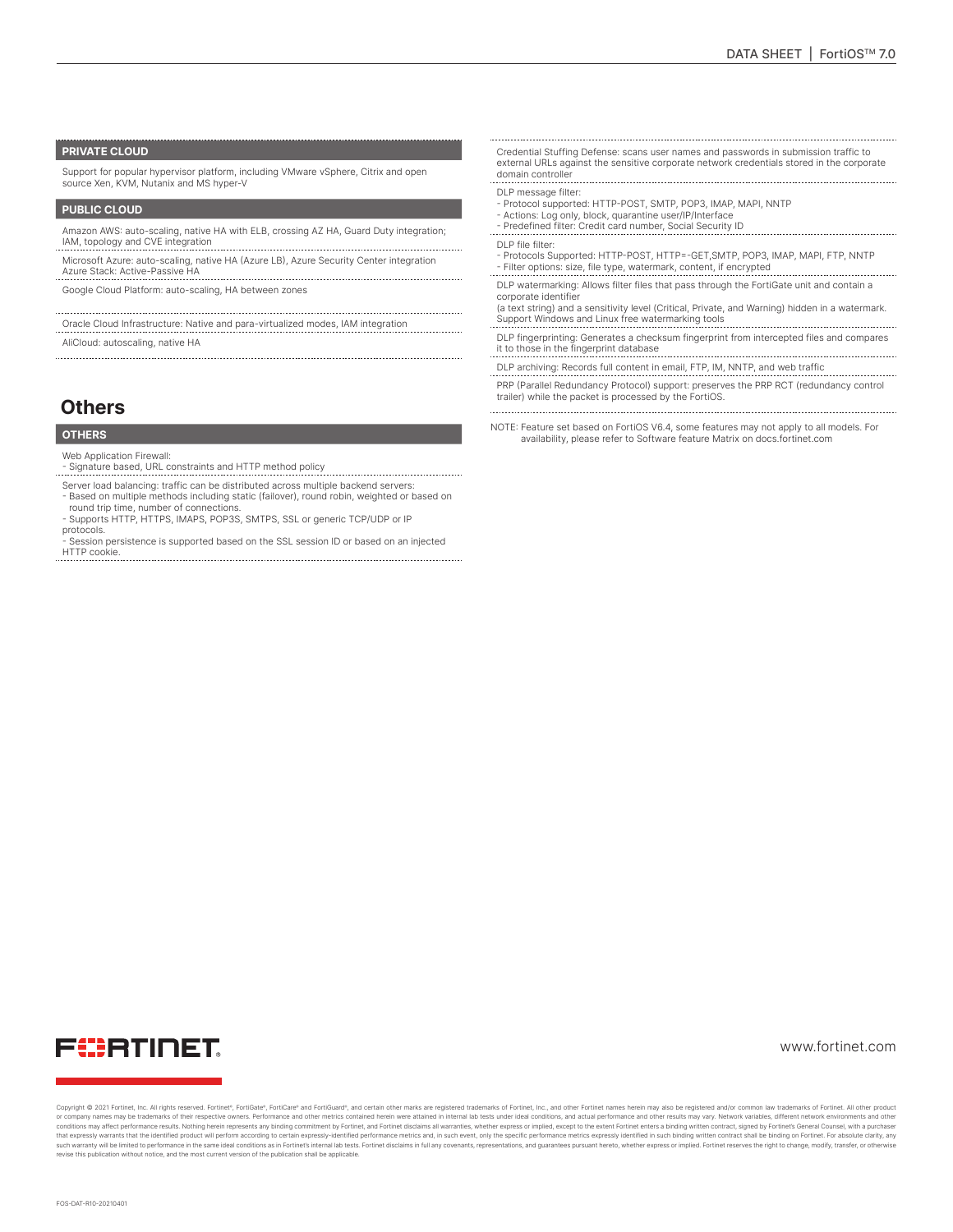### PRIVATE CLOUD

Support for popular hypervisor platform, including VMware vSphere, Citrix and open source Xen, KVM, Nutanix and MS hyper-V

### PUBLIC CLOUD

Amazon AWS: auto-scaling, native HA with ELB, crossing AZ HA, Guard Duty integration; IAM, topology and CVE integration

Microsoft Azure: auto-scaling, native HA (Azure LB), Azure Security Center integration
Azure Stack: Active-Passive HA

Google Cloud Platform: auto-scaling, HA between zones

Oracle Cloud Infrastructure: Native and para-virtualized modes, IAM integration

AliCloud: autoscaling, native HA

## Others

### OTHERS

Web Application Firewall:
- Signature based, URL constraints and HTTP method policy

Server load balancing: traffic can be distributed across multiple backend servers:
- Based on multiple methods including static (failover), round robin, weighted or based on round trip time, number of connections.
- Supports HTTP, HTTPS, IMAPS, POP3S, SMTPS, SSL or generic TCP/UDP or IP protocols.
- Session persistence is supported based on the SSL session ID or based on an injected HTTP cookie.

Credential Stuffing Defense: scans user names and passwords in submission traffic to external URLs against the sensitive corporate network credentials stored in the corporate domain controller

DLP message filter:
- Protocol supported: HTTP-POST, SMTP, POP3, IMAP, MAPI, NNTP
- Actions: Log only, block, quarantine user/IP/Interface
- Predefined filter: Credit card number, Social Security ID

DLP file filter:
- Protocols Supported: HTTP-POST, HTTP=-GET,SMTP, POP3, IMAP, MAPI, FTP, NNTP
- Filter options: size, file type, watermark, content, if encrypted

DLP watermarking: Allows filter files that pass through the FortiGate unit and contain a corporate identifier
(a text string) and a sensitivity level (Critical, Private, and Warning) hidden in a watermark.
Support Windows and Linux free watermarking tools

DLP fingerprinting: Generates a checksum fingerprint from intercepted files and compares it to those in the fingerprint database

DLP archiving: Records full content in email, FTP, IM, NNTP, and web traffic

PRP (Parallel Redundancy Protocol) support: preserves the PRP RCT (redundancy control trailer) while the packet is processed by the FortiOS.

NOTE: Feature set based on FortiOS V6.4, some features may not apply to all models. For availability, please refer to Software feature Matrix on docs.fortinet.com

www.fortinet.com

Copyright © 2021 Fortinet, Inc. All rights reserved. Fortinet®, FortiGate®, FortiCare® and FortiGuard®, and certain other marks are registered trademarks of Fortinet, Inc., and other Fortinet names herein may also be registered and/or common law trademarks of Fortinet. All other product or company names may be trademarks of their respective owners. Performance and other metrics contained herein were attained in internal lab tests under ideal conditions, and actual performance and other results may vary. Network variables, different network environments and other conditions may affect performance results. Nothing herein represents any binding commitment by Fortinet, and Fortinet disclaims all warranties, whether express or implied, except to the extent Fortinet enters a binding written contract, signed by Fortinet's General Counsel, with a purchaser that expressly warrants that the identified product will perform according to certain expressly-identified performance metrics and, in such event, only the specific performance metrics expressly identified in such binding written contract shall be binding on Fortinet. For absolute clarity, any such warranty will be limited to performance in the same ideal conditions as in Fortinet's internal lab tests. Fortinet disclaims in full any covenants, representations, and guarantees pursuant hereto, whether express or implied. Fortinet reserves the right to change, modify, transfer, or otherwise revise this publication without notice, and the most current version of the publication shall be applicable.

FOS-DAT-R10-20210401